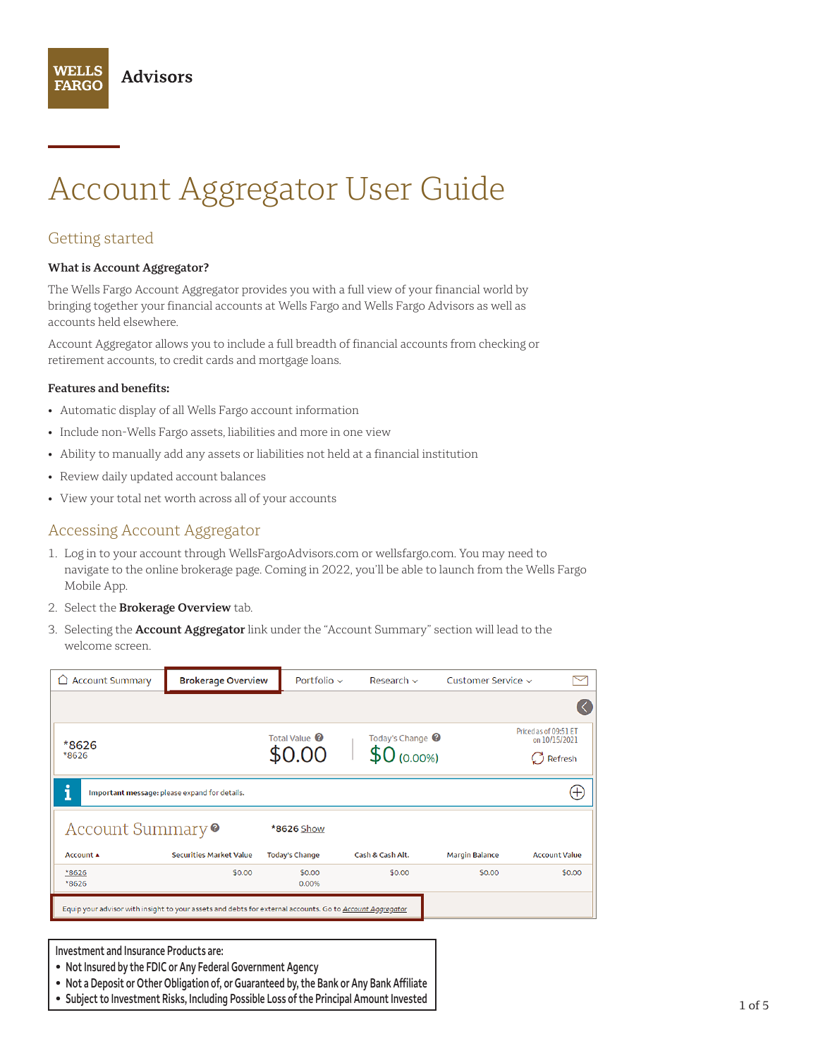**WELLS FARGO** Advisors

# Account Aggregator User Guide

## Getting started

**What is Account Aggregator?**

The Wells Fargo Account Aggregator provides you with a full view of your financial world by bringing together your financial accounts at Wells Fargo and Wells Fargo Advisors as well as accounts held elsewhere.

Account Aggregator allows you to include a full breadth of financial accounts from checking or retirement accounts, to credit cards and mortgage loans.

**Features and benefits:**

- Automatic display of all Wells Fargo account information
- Include non-Wells Fargo assets, liabilities and more in one view
- Ability to manually add any assets or liabilities not held at a financial institution
- Review daily updated account balances
- View your total net worth across all of your accounts

## Accessing Account Aggregator

1. Log in to your account through WellsFargoAdvisors.com or wellsfargo.com. You may need to navigate to the online brokerage page. Coming in 2022, you'll be able to launch from the Wells Fargo Mobile App.
2. Select the **Brokerage Overview** tab.
3. Selecting the **Account Aggregator** link under the "Account Summary" section will lead to the welcome screen.

Account Summary | **Brokerage Overview** | Portfolio | Research | Customer Service

*8626
*8626

Total Value $0.00 | Today's Change $0 (0.00%) | Priced as of 09:51 ET on 10/15/2021 | Refresh

**Important message:** please expand for details.

Account Summary — *8626 Show

| Account | Securities Market Value | Today's Change | Cash & Cash Alt. | Margin Balance | Account Value |
|---|---|---|---|---|---|
| *8626 *8626 | $0.00 | $0.00 0.00% | $0.00 | $0.00 | $0.00 |

Equip your advisor with insight to your assets and debts for external accounts. Go to Account Aggregator

Investment and Insurance Products are:
- Not Insured by the FDIC or Any Federal Government Agency
- Not a Deposit or Other Obligation of, or Guaranteed by, the Bank or Any Bank Affiliate
- Subject to Investment Risks, Including Possible Loss of the Principal Amount Invested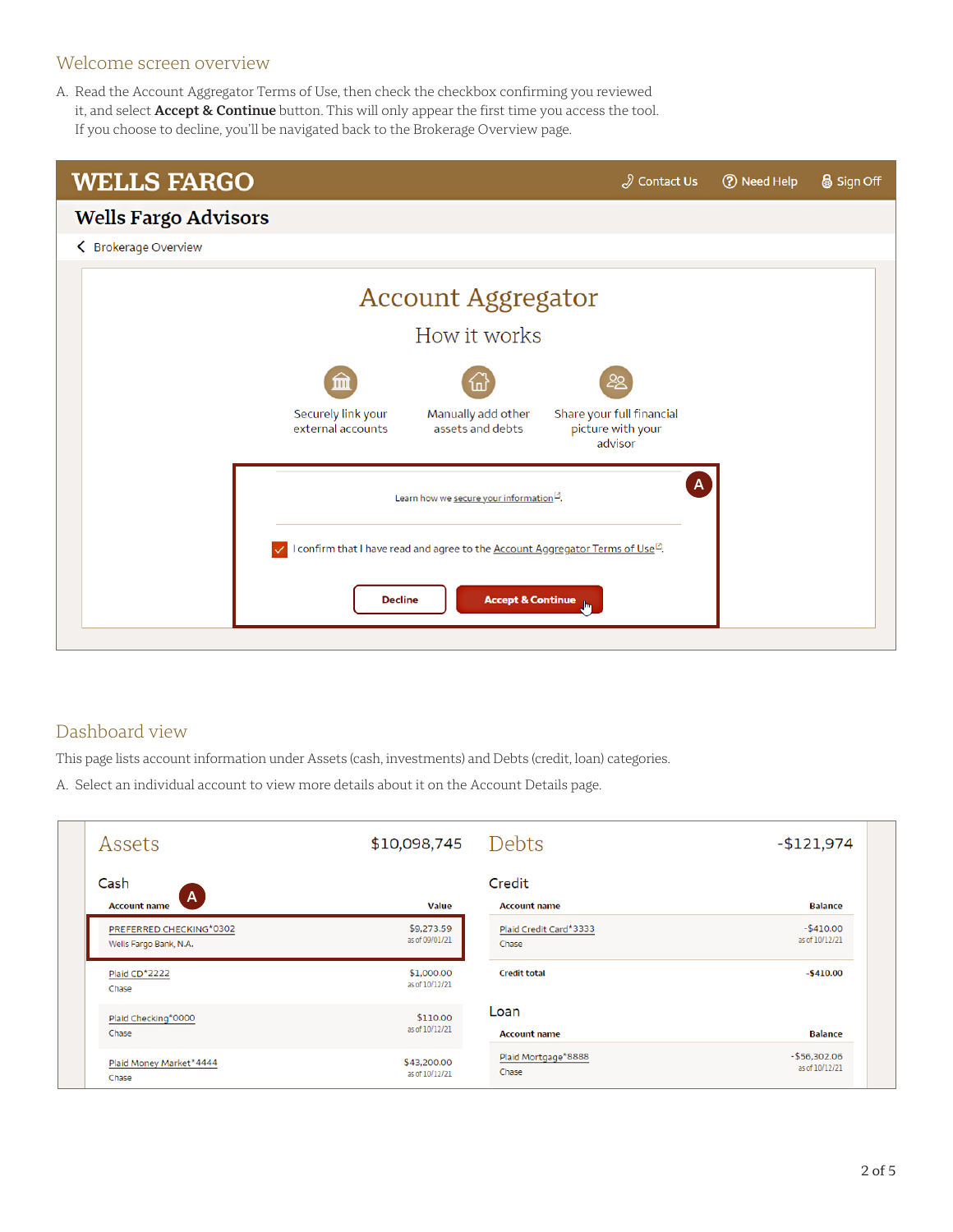## Welcome screen overview

A. Read the Account Aggregator Terms of Use, then check the checkbox confirming you reviewed it, and select **Accept & Continue** button. This will only appear the first time you access the tool. If you choose to decline, you'll be navigated back to the Brokerage Overview page.

WELLS FARGO | Contact Us | Need Help | Sign Off

**Wells Fargo Advisors**

< Brokerage Overview

### Account Aggregator

How it works

- Securely link your external accounts
- Manually add other assets and debts
- Share your full financial picture with your advisor

Learn how we secure your information.

☑ I confirm that I have read and agree to the Account Aggregator Terms of Use.

Decline | Accept & Continue

## Dashboard view

This page lists account information under Assets (cash, investments) and Debts (credit, loan) categories.

A. Select an individual account to view more details about it on the Account Details page.

**Assets** $10,098,745

Cash

| Account name | Value |
|---|---|
| PREFERRED CHECKING*0302<br>Wells Fargo Bank, N.A. | $9,273.59<br>as of 09/01/21 |
| Plaid CD*2222<br>Chase | $1,000.00<br>as of 10/12/21 |
| Plaid Checking*0000<br>Chase | $110.00<br>as of 10/12/21 |
| Plaid Money Market*4444<br>Chase | $43,200.00<br>as of 10/12/21 |

**Debts** -$121,974

Credit

| Account name | Balance |
|---|---|
| Plaid Credit Card*3333<br>Chase | -$410.00<br>as of 10/12/21 |
| Credit total | -$410.00 |

Loan

| Account name | Balance |
|---|---|
| Plaid Mortgage*8888<br>Chase | -$56,302.06<br>as of 10/12/21 |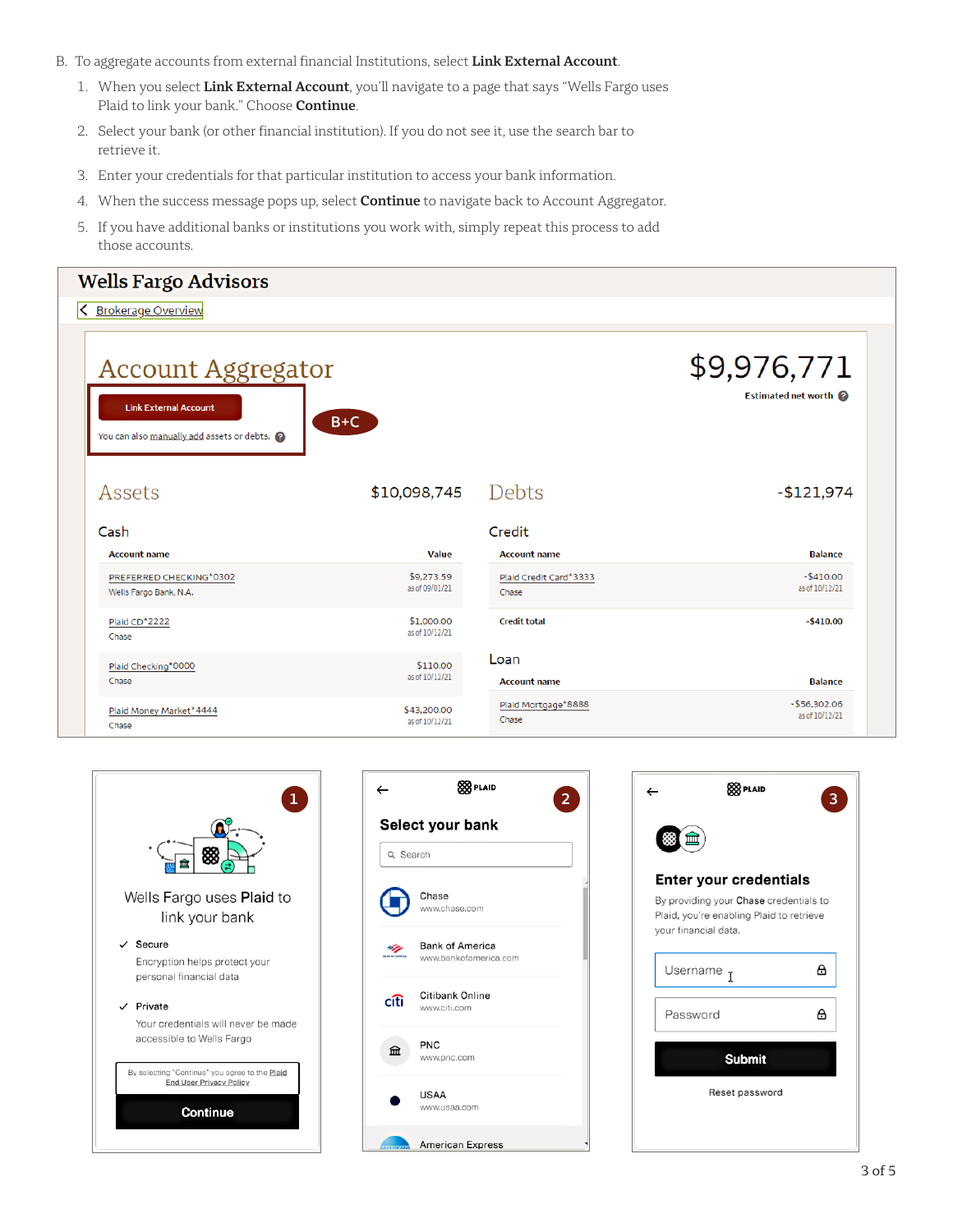B. To aggregate accounts from external financial Institutions, select **Link External Account**.

1. When you select **Link External Account**, you'll navigate to a page that says "Wells Fargo uses Plaid to link your bank." Choose **Continue**.
2. Select your bank (or other financial institution). If you do not see it, use the search bar to retrieve it.
3. Enter your credentials for that particular institution to access your bank information.
4. When the success message pops up, select **Continue** to navigate back to Account Aggregator.
5. If you have additional banks or institutions you work with, simply repeat this process to add those accounts.

**Wells Fargo Advisors**

< Brokerage Overview

## Account Aggregator

Link External Account

You can also manually add assets or debts.

B+C

$9,976,771

Estimated net worth

### Assets $10,098,745

Cash

| Account name | Value |
|---|---|
| PREFERRED CHECKING*0302 Wells Fargo Bank, N.A. | $9,273.59 as of 09/01/21 |
| Plaid CD*2222 Chase | $1,000.00 as of 10/12/21 |
| Plaid Checking*0000 Chase | $110.00 as of 10/12/21 |
| Plaid Money Market*4444 Chase | $43,200.00 as of 10/12/21 |

### Debts -$121,974

Credit

| Account name | Balance |
|---|---|
| Plaid Credit Card*3333 Chase | -$410.00 as of 10/12/21 |
| Credit total | -$410.00 |

Loan

| Account name | Balance |
|---|---|
| Plaid Mortgage*8888 Chase | -$56,302.06 as of 10/12/21 |

**1**

Wells Fargo uses Plaid to link your bank

✓ Secure

Encryption helps protect your personal financial data

✓ Private

Your credentials will never be made accessible to Wells Fargo

By selecting "Continue" you agree to the Plaid End User Privacy Policy

Continue

**2**

PLAID

Select your bank

Search

- Chase www.chase.com
- Bank of America www.bankofamerica.com
- Citibank Online www.citi.com
- PNC www.pnc.com
- USAA www.usaa.com
- American Express

**3**

PLAID

Enter your credentials

By providing your Chase credentials to Plaid, you're enabling Plaid to retrieve your financial data.

Username

Password

Submit

Reset password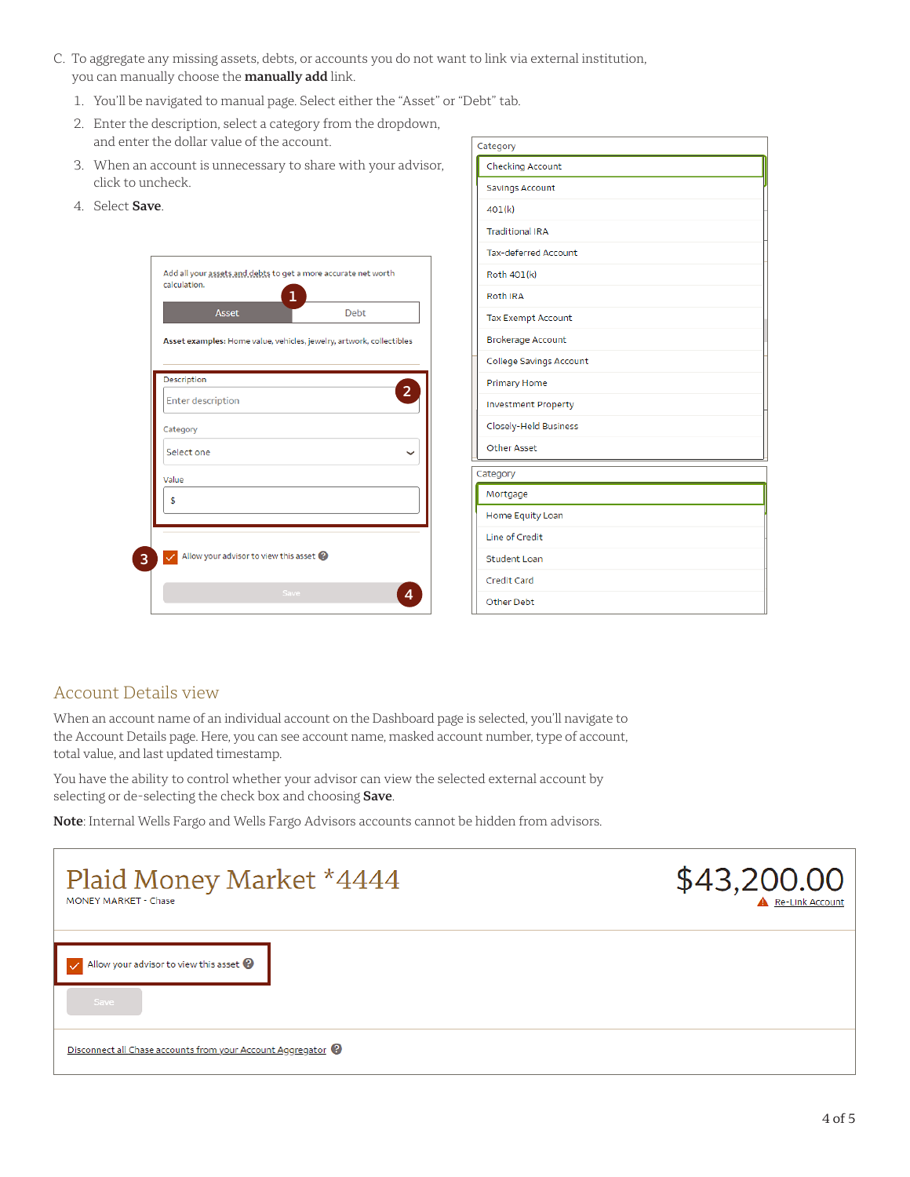C. To aggregate any missing assets, debts, or accounts you do not want to link via external institution, you can manually choose the **manually add** link.

1. You'll be navigated to manual page. Select either the "Asset" or "Debt" tab.
2. Enter the description, select a category from the dropdown, and enter the dollar value of the account.
3. When an account is unnecessary to share with your advisor, click to uncheck.
4. Select **Save**.

## Account Details view

When an account name of an individual account on the Dashboard page is selected, you'll navigate to the Account Details page. Here, you can see account name, masked account number, type of account, total value, and last updated timestamp.

You have the ability to control whether your advisor can view the selected external account by selecting or de-selecting the check box and choosing **Save**.

**Note**: Internal Wells Fargo and Wells Fargo Advisors accounts cannot be hidden from advisors.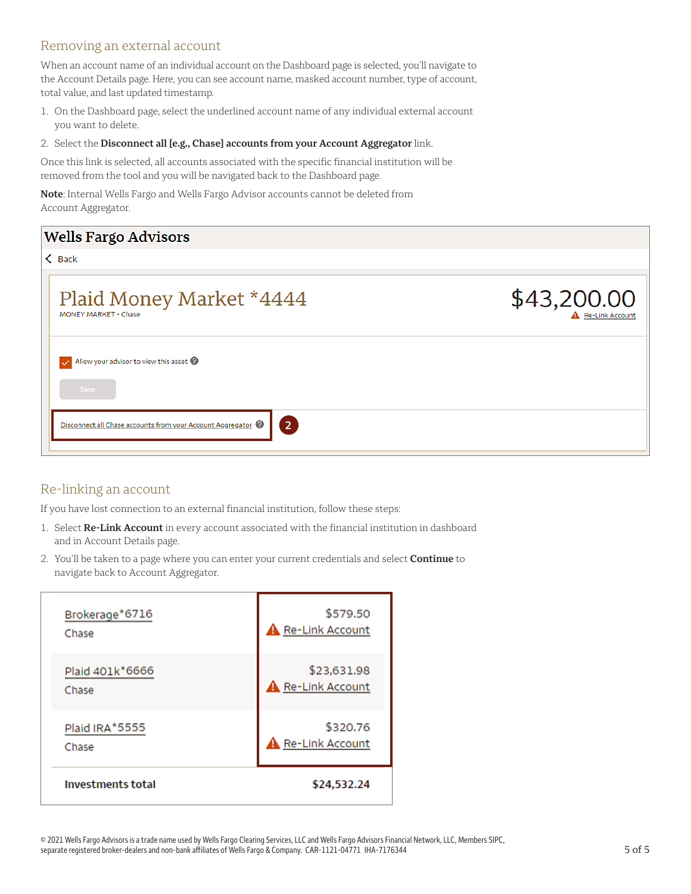## Removing an external account

When an account name of an individual account on the Dashboard page is selected, you'll navigate to the Account Details page. Here, you can see account name, masked account number, type of account, total value, and last updated timestamp.

1. On the Dashboard page, select the underlined account name of any individual external account you want to delete.
2. Select the **Disconnect all [e.g., Chase] accounts from your Account Aggregator** link.

Once this link is selected, all accounts associated with the specific financial institution will be removed from the tool and you will be navigated back to the Dashboard page.

**Note**: Internal Wells Fargo and Wells Fargo Advisor accounts cannot be deleted from Account Aggregator.

Wells Fargo Advisors

Back

Plaid Money Market *4444

MONEY MARKET - Chase

$43,200.00

Re-Link Account

Allow your advisor to view this asset

Save

Disconnect all Chase accounts from your Account Aggregator

2

## Re-linking an account

If you have lost connection to an external financial institution, follow these steps:

1. Select **Re-Link Account** in every account associated with the financial institution in dashboard and in Account Details page.
2. You'll be taken to a page where you can enter your current credentials and select **Continue** to navigate back to Account Aggregator.

| | |
|---|---|
| Brokerage*6716<br>Chase | $579.50<br>Re-Link Account |
| Plaid 401k*6666<br>Chase | $23,631.98<br>Re-Link Account |
| Plaid IRA*5555<br>Chase | $320.76<br>Re-Link Account |
| **Investments total** | **$24,532.24** |

© 2021 Wells Fargo Advisors is a trade name used by Wells Fargo Clearing Services, LLC and Wells Fargo Advisors Financial Network, LLC, Members SIPC, separate registered broker-dealers and non-bank affiliates of Wells Fargo & Company. CAR-1121-04771 IHA-7176344